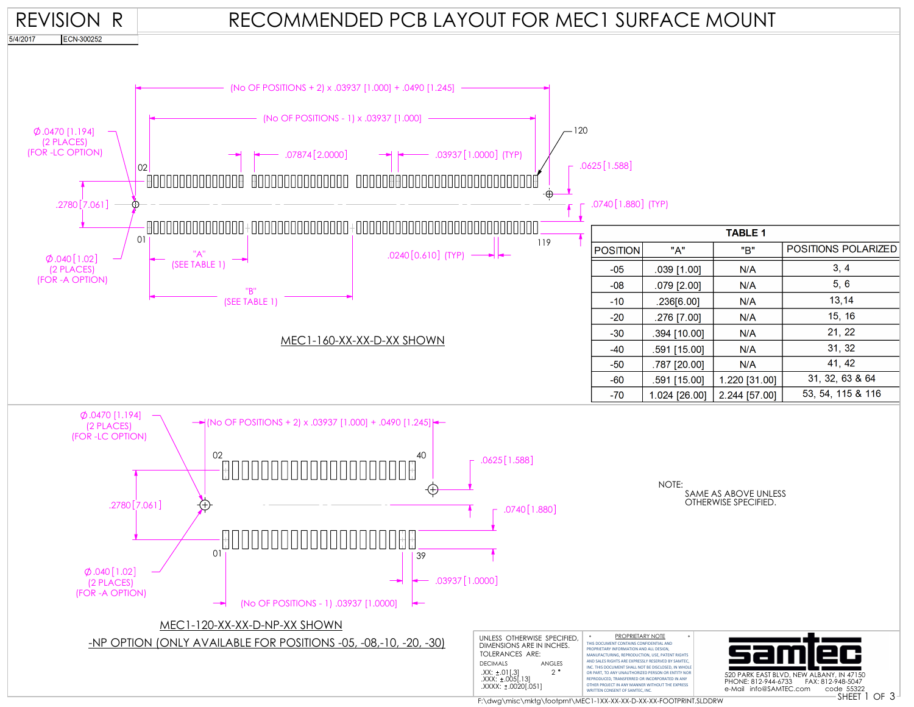# REVISION R

5/4/2017 ECN-300252

# RECOMMENDED PCB LAYOUT FOR MEC1 SURFACE MOUNT

(No OF POSITIONS + 2) x .03937 [1.000] + .0490 [1.245]

(No OF POSITIONS - 1) x .03937 [1.000]

Ø.0470 [1.194] (2 PLACES) (FOR -LC OPTION)

.07874 [2.0000]

.03937 [1.0000] (TYP)

120

.0625 [1.588]

02

.2780 [7.061]

.0740 [1.880] (TYP)

01

119

Ø.040 [1.02] (2 PLACES) (FOR -A OPTION)

"A" (SEE TABLE 1)

.0240 [0.610] (TYP)

"B" (SEE TABLE 1)

MEC1-160-XX-XX-D-XX SHOWN

**TABLE 1**

| POSITION | "A" | "B" | POSITIONS POLARIZED |
|---|---|---|---|
| -05 | .039 [1.00] | N/A | 3, 4 |
| -08 | .079 [2.00] | N/A | 5, 6 |
| -10 | .236[6.00] | N/A | 13,14 |
| -20 | .276 [7.00] | N/A | 15, 16 |
| -30 | .394 [10.00] | N/A | 21, 22 |
| -40 | .591 [15.00] | N/A | 31, 32 |
| -50 | .787 [20.00] | N/A | 41, 42 |
| -60 | .591 [15.00] | 1.220 [31.00] | 31, 32, 63 & 64 |
| -70 | 1.024 [26.00] | 2.244 [57.00] | 53, 54, 115 & 116 |

Ø.0470 [1.194] (2 PLACES) (FOR -LC OPTION)

(No OF POSITIONS + 2) x .03937 [1.000] + .0490 [1.245]

02

40

.0625 [1.588]

.2780 [7.061]

.0740 [1.880]

01

39

Ø.040 [1.02] (2 PLACES) (FOR -A OPTION)

.03937 [1.0000]

(No OF POSITIONS - 1) .03937 [1.0000]

MEC1-120-XX-XX-D-NP-XX SHOWN

-NP OPTION (ONLY AVAILABLE FOR POSITIONS -05, -08,-10, -20, -30)

NOTE:
SAME AS ABOVE UNLESS OTHERWISE SPECIFIED.

UNLESS OTHERWISE SPECIFIED, DIMENSIONS ARE IN INCHES. TOLERANCES ARE:

DECIMALS
.XX: ±.01[.3]
.XXX: ±.005[.13]
.XXXX: ±.0020[.051]

ANGLES
2°

PROPRIETARY NOTE
THIS DOCUMENT CONTAINS CONFIDENTIAL AND PROPRIETARY INFORMATION AND ALL DESIGN, MANUFACTURING, REPRODUCTION, USE, PATENT RIGHTS AND SALES RIGHTS ARE EXPRESSLY RESERVED BY SAMTEC, INC. THIS DOCUMENT SHALL NOT BE DISCLOSED, IN WHOLE OR PART, TO ANY UNAUTHORIZED PERSON OR ENTITY NOR REPRODUCED, TRANSFERRED OR INCORPORATED IN ANY OTHER PROJECT IN ANY MANNER WITHOUT THE EXPRESS WRITTEN CONSENT OF SAMTEC, INC.

samtec
520 PARK EAST BLVD, NEW ALBANY, IN 47150
PHONE: 812-944-6733 FAX: 812-948-5047
e-Mail info@SAMTEC.com code 55322

F:\dwg\misc\mktg\footprnt\MEC1-1XX-XX-XX-D-XX-XX-FOOTPRINT.SLDDRW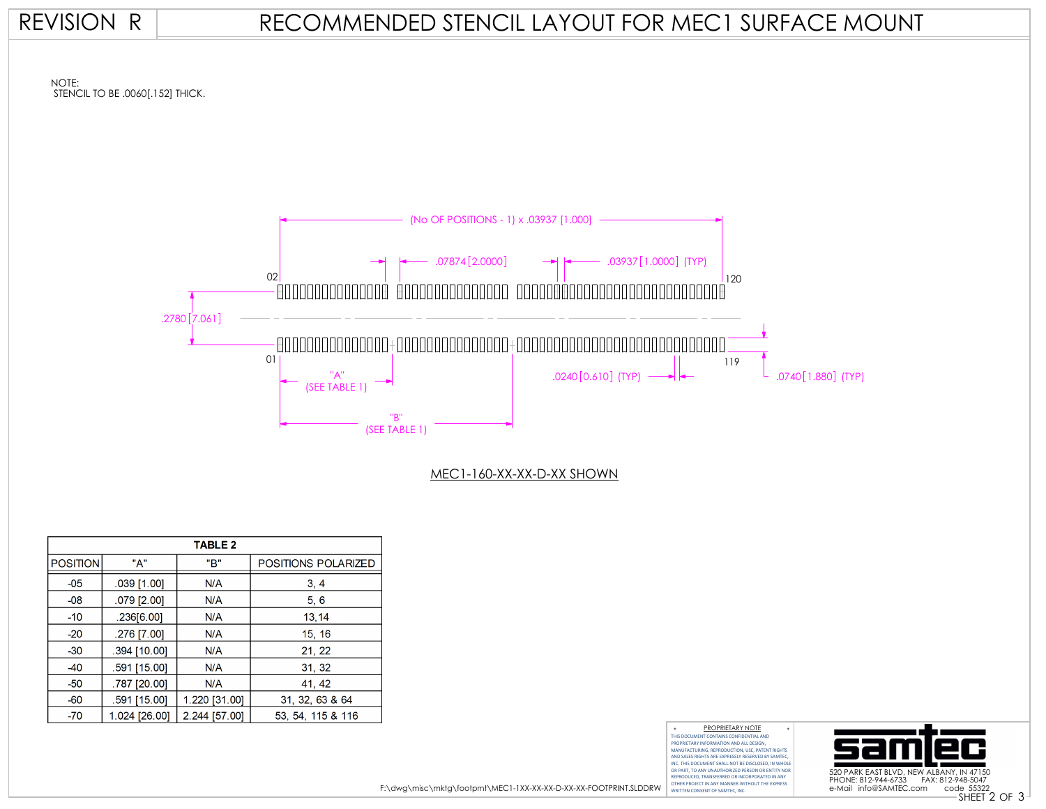REVISION R

# RECOMMENDED STENCIL LAYOUT FOR MEC1 SURFACE MOUNT

NOTE:
STENCIL TO BE .0060[.152] THICK.

(No OF POSITIONS - 1) x .03937 [1.000]

.07874 [2.0000]

.03937 [1.0000] (TYP)

02

120

.2780 [7.061]

01

119

"A"
(SEE TABLE 1)

"B"
(SEE TABLE 1)

.0240 [0.610] (TYP)

.0740 [1.880] (TYP)

MEC1-160-XX-XX-D-XX SHOWN

| TABLE 2 | | | |
|---|---|---|---|
| POSITION | "A" | "B" | POSITIONS POLARIZED |
| -05 | .039 [1.00] | N/A | 3, 4 |
| -08 | .079 [2.00] | N/A | 5, 6 |
| -10 | .236[6.00] | N/A | 13,14 |
| -20 | .276 [7.00] | N/A | 15, 16 |
| -30 | .394 [10.00] | N/A | 21, 22 |
| -40 | .591 [15.00] | N/A | 31, 32 |
| -50 | .787 [20.00] | N/A | 41, 42 |
| -60 | .591 [15.00] | 1.220 [31.00] | 31, 32, 63 & 64 |
| -70 | 1.024 [26.00] | 2.244 [57.00] | 53, 54, 115 & 116 |

F:\dwg\misc\mktg\footprnt\MEC1-1XX-XX-XX-D-XX-XX-FOOTPRINT.SLDDRW

PROPRIETARY NOTE
THIS DOCUMENT CONTAINS CONFIDENTIAL AND PROPRIETARY INFORMATION AND ALL DESIGN, MANUFACTURING, REPRODUCTION, USE, PATENT RIGHTS AND SALES RIGHTS ARE EXPRESSLY RESERVED BY SAMTEC, INC. THIS DOCUMENT SHALL NOT BE DISCLOSED, IN WHOLE OR PART, TO ANY UNAUTHORIZED PERSON OR ENTITY NOR REPRODUCED, TRANSFERRED OR INCORPORATED IN ANY OTHER PROJECT IN ANY MANNER WITHOUT THE EXPRESS WRITTEN CONSENT OF SAMTEC, INC.

samtec
520 PARK EAST BLVD, NEW ALBANY, IN 47150
PHONE: 812-944-6733 FAX: 812-948-5047
e-Mail info@SAMTEC.com code 55322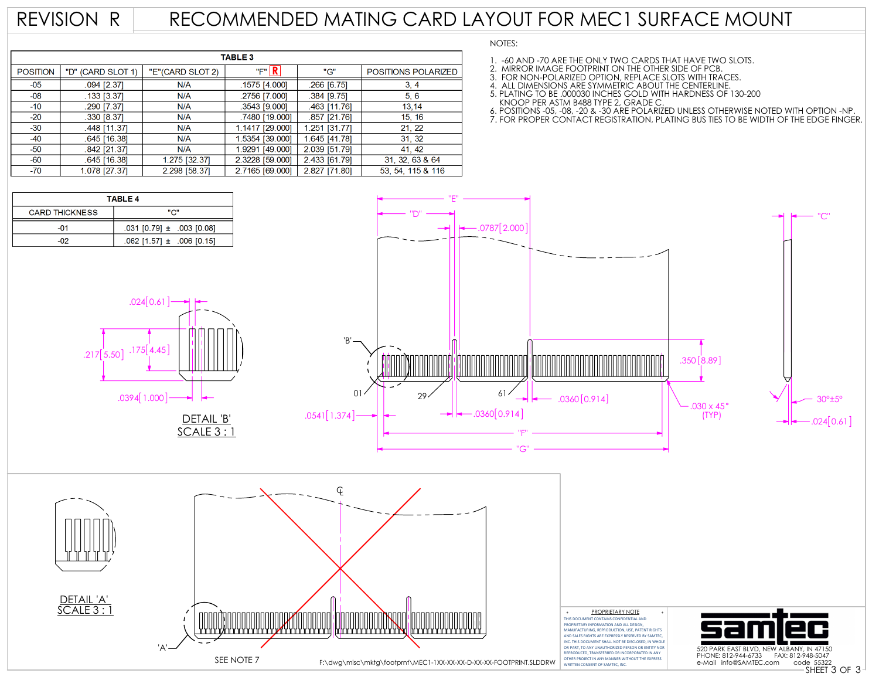# REVISION R — RECOMMENDED MATING CARD LAYOUT FOR MEC1 SURFACE MOUNT

**TABLE 3**

| POSITION | "D" (CARD SLOT 1) | "E"(CARD SLOT 2) | "F" R | "G" | POSITIONS POLARIZED |
|---|---|---|---|---|---|
| -05 | .094 [2.37] | N/A | .1575 [4.000] | .266 [6.75] | 3, 4 |
| -08 | .133 [3.37] | N/A | .2756 [7.000] | .384 [9.75] | 5, 6 |
| -10 | .290 [7.37] | N/A | .3543 [9.000] | .463 [11.76] | 13,14 |
| -20 | .330 [8.37] | N/A | .7480 [19.000] | .857 [21.76] | 15, 16 |
| -30 | .448 [11.37] | N/A | 1.1417 [29.000] | 1.251 [31.77] | 21, 22 |
| -40 | .645 [16.38] | N/A | 1.5354 [39.000] | 1.645 [41.78] | 31, 32 |
| -50 | .842 [21.37] | N/A | 1.9291 [49.000] | 2.039 [51.79] | 41, 42 |
| -60 | .645 [16.38] | 1.275 [32.37] | 2.3228 [59.000] | 2.433 [61.79] | 31, 32, 63 & 64 |
| -70 | 1.078 [27.37] | 2.298 [58.37] | 2.7165 [69.000] | 2.827 [71.80] | 53, 54, 115 & 116 |

**TABLE 4**

| CARD THICKNESS | "C" |
|---|---|
| -01 | .031 [0.79] ± .003 [0.08] |
| -02 | .062 [1.57] ± .006 [0.15] |

NOTES:

1. -60 AND -70 ARE THE ONLY TWO CARDS THAT HAVE TWO SLOTS.
2. MIRROR IMAGE FOOTPRINT ON THE OTHER SIDE OF PCB.
3. FOR NON-POLARIZED OPTION, REPLACE SLOTS WITH TRACES.
4. ALL DIMENSIONS ARE SYMMETRIC ABOUT THE CENTERLINE.
5. PLATING TO BE .000030 INCHES GOLD WITH HARDNESS OF 130-200 KNOOP PER ASTM B488 TYPE 2, GRADE C.
6. POSITIONS -05, -08, -20 & -30 ARE POLARIZED UNLESS OTHERWISE NOTED WITH OPTION -NP.
7. FOR PROPER CONTACT REGISTRATION, PLATING BUS TIES TO BE WIDTH OF THE EDGE FINGER.

"E"
"D"
.0787[2.000]
"C"
'B'
.350[8.89]
01
29
61
.0360[0.914]
.0360[0.914]
.0541[1.374]
.030 x 45° (TYP)
"F"
"G"
30°±5°
.024[0.61]

.024[0.61]
.217[5.50]
.175[4.45]
.0394[1.000]

DETAIL 'B'
SCALE 3 : 1

DETAIL 'A'
SCALE 3 : 1

'A'
SEE NOTE 7

F:\dwg\misc\mktg\footprnt\MEC1-1XX-XX-XX-D-XX-XX-FOOTPRINT.SLDDRW

PROPRIETARY NOTE
THIS DOCUMENT CONTAINS CONFIDENTIAL AND PROPRIETARY INFORMATION AND ALL DESIGN, MANUFACTURING, REPRODUCTION, USE, PATENT RIGHTS AND SALES RIGHTS ARE EXPRESSLY RESERVED BY SAMTEC, INC. THIS DOCUMENT SHALL NOT BE DISCLOSED, IN WHOLE OR PART, TO ANY UNAUTHORIZED PERSON OR ENTITY NOR REPRODUCED, TRANSFERRED OR INCORPORATED IN ANY OTHER PROJECT IN ANY MANNER WITHOUT THE EXPRESS WRITTEN CONSENT OF SAMTEC, INC.

samtec
520 PARK EAST BLVD, NEW ALBANY, IN 47150
PHONE: 812-944-6733 FAX: 812-948-5047
e-Mail info@SAMTEC.com code 55322